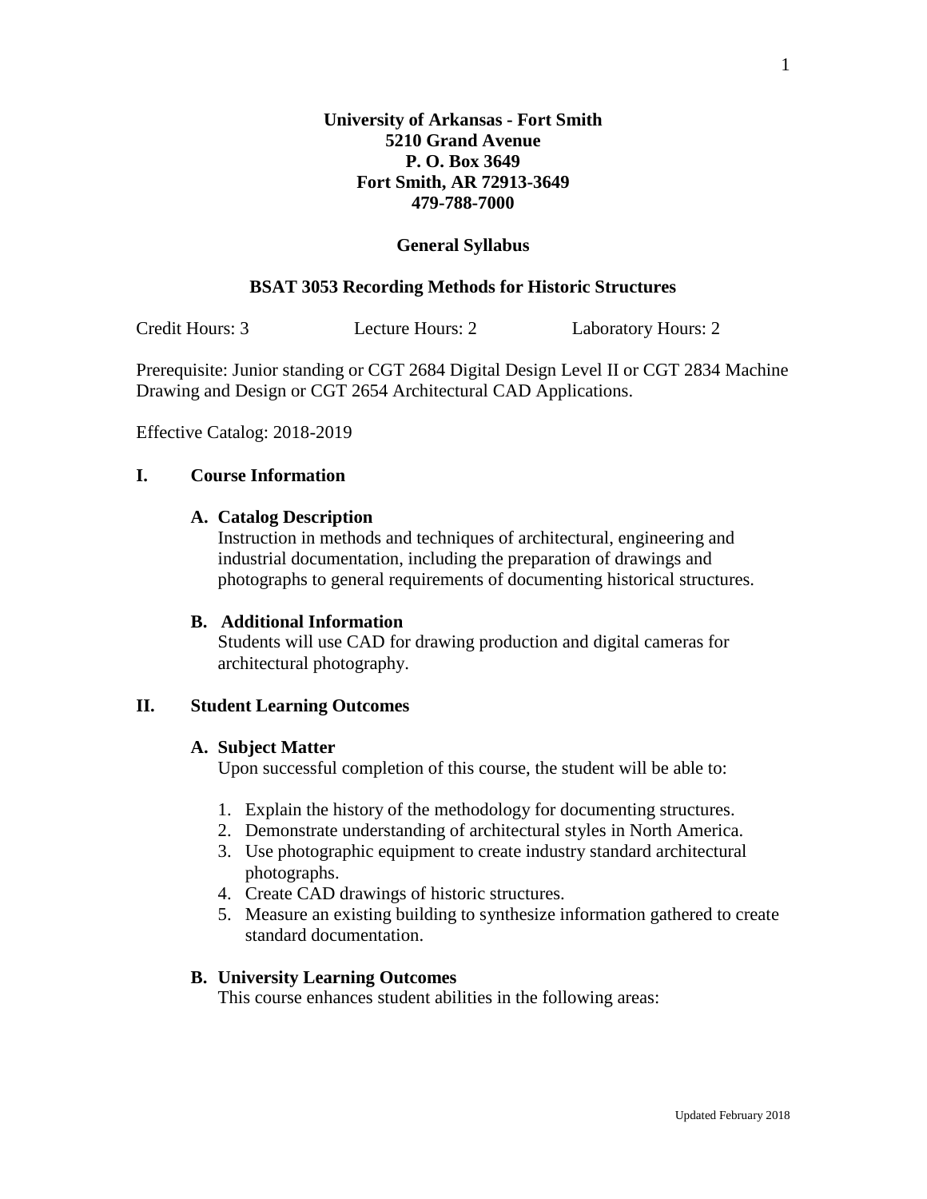**University of Arkansas - Fort Smith**
**5210 Grand Avenue**
**P. O. Box 3649**
**Fort Smith, AR 72913-3649**
**479-788-7000**

# General Syllabus

## BSAT 3053 Recording Methods for Historic Structures

Credit Hours: 3 Lecture Hours: 2 Laboratory Hours: 2

Prerequisite: Junior standing or CGT 2684 Digital Design Level II or CGT 2834 Machine Drawing and Design or CGT 2654 Architectural CAD Applications.

Effective Catalog: 2018-2019

## I. Course Information

### A. Catalog Description

Instruction in methods and techniques of architectural, engineering and industrial documentation, including the preparation of drawings and photographs to general requirements of documenting historical structures.

### B. Additional Information

Students will use CAD for drawing production and digital cameras for architectural photography.

## II. Student Learning Outcomes

### A. Subject Matter

Upon successful completion of this course, the student will be able to:

1. Explain the history of the methodology for documenting structures.
2. Demonstrate understanding of architectural styles in North America.
3. Use photographic equipment to create industry standard architectural photographs.
4. Create CAD drawings of historic structures.
5. Measure an existing building to synthesize information gathered to create standard documentation.

### B. University Learning Outcomes

This course enhances student abilities in the following areas: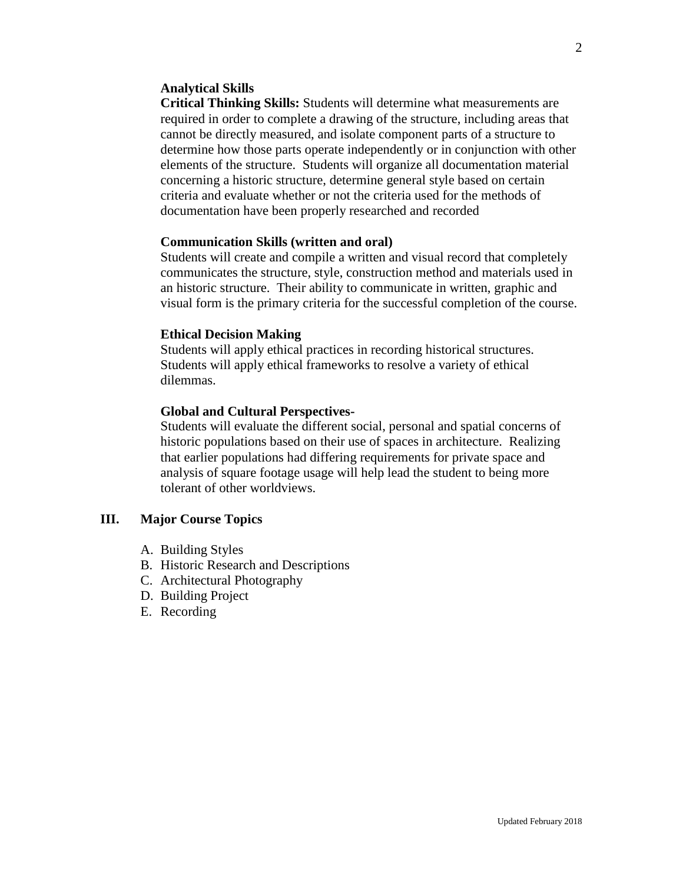**Analytical Skills**

**Critical Thinking Skills:** Students will determine what measurements are required in order to complete a drawing of the structure, including areas that cannot be directly measured, and isolate component parts of a structure to determine how those parts operate independently or in conjunction with other elements of the structure. Students will organize all documentation material concerning a historic structure, determine general style based on certain criteria and evaluate whether or not the criteria used for the methods of documentation have been properly researched and recorded

**Communication Skills (written and oral)**

Students will create and compile a written and visual record that completely communicates the structure, style, construction method and materials used in an historic structure. Their ability to communicate in written, graphic and visual form is the primary criteria for the successful completion of the course.

**Ethical Decision Making**

Students will apply ethical practices in recording historical structures. Students will apply ethical frameworks to resolve a variety of ethical dilemmas.

**Global and Cultural Perspectives-**

Students will evaluate the different social, personal and spatial concerns of historic populations based on their use of spaces in architecture. Realizing that earlier populations had differing requirements for private space and analysis of square footage usage will help lead the student to being more tolerant of other worldviews.

## III. Major Course Topics

A. Building Styles
B. Historic Research and Descriptions
C. Architectural Photography
D. Building Project
E. Recording

Updated February 2018